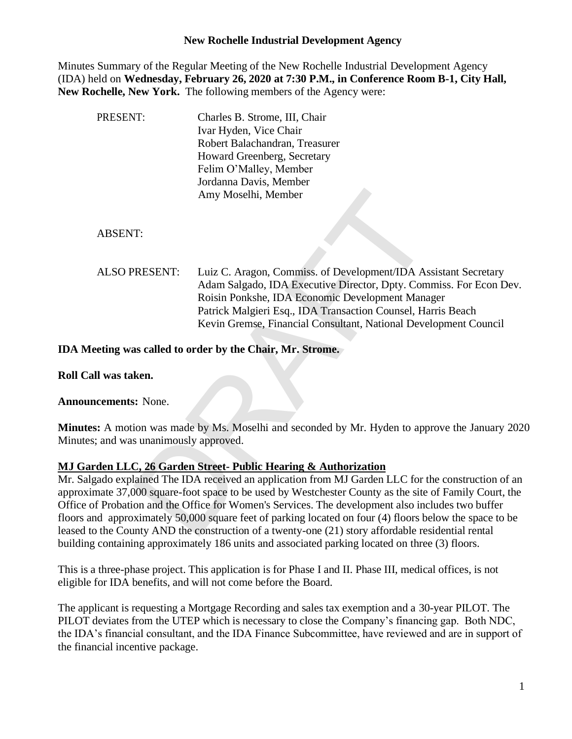# New Rochelle Industrial Development Agency

Minutes Summary of the Regular Meeting of the New Rochelle Industrial Development Agency (IDA) held on **Wednesday, February 26, 2020 at 7:30 P.M., in Conference Room B-1, City Hall, New Rochelle, New York.** The following members of the Agency were:

PRESENT:
- Charles B. Strome, III, Chair
- Ivar Hyden, Vice Chair
- Robert Balachandran, Treasurer
- Howard Greenberg, Secretary
- Felim O'Malley, Member
- Jordanna Davis, Member
- Amy Moselhi, Member

ABSENT:

ALSO PRESENT:
- Luiz C. Aragon, Commiss. of Development/IDA Assistant Secretary
- Adam Salgado, IDA Executive Director, Dpty. Commiss. For Econ Dev.
- Roisin Ponkshe, IDA Economic Development Manager
- Patrick Malgieri Esq., IDA Transaction Counsel, Harris Beach
- Kevin Gremse, Financial Consultant, National Development Council

**IDA Meeting was called to order by the Chair, Mr. Strome.**

**Roll Call was taken.**

**Announcements:** None.

**Minutes:** A motion was made by Ms. Moselhi and seconded by Mr. Hyden to approve the January 2020 Minutes; and was unanimously approved.

**MJ Garden LLC, 26 Garden Street- Public Hearing & Authorization**

Mr. Salgado explained The IDA received an application from MJ Garden LLC for the construction of an approximate 37,000 square-foot space to be used by Westchester County as the site of Family Court, the Office of Probation and the Office for Women's Services. The development also includes two buffer floors and approximately 50,000 square feet of parking located on four (4) floors below the space to be leased to the County AND the construction of a twenty-one (21) story affordable residential rental building containing approximately 186 units and associated parking located on three (3) floors.

This is a three-phase project. This application is for Phase I and II. Phase III, medical offices, is not eligible for IDA benefits, and will not come before the Board.

The applicant is requesting a Mortgage Recording and sales tax exemption and a 30-year PILOT. The PILOT deviates from the UTEP which is necessary to close the Company's financing gap. Both NDC, the IDA's financial consultant, and the IDA Finance Subcommittee, have reviewed and are in support of the financial incentive package.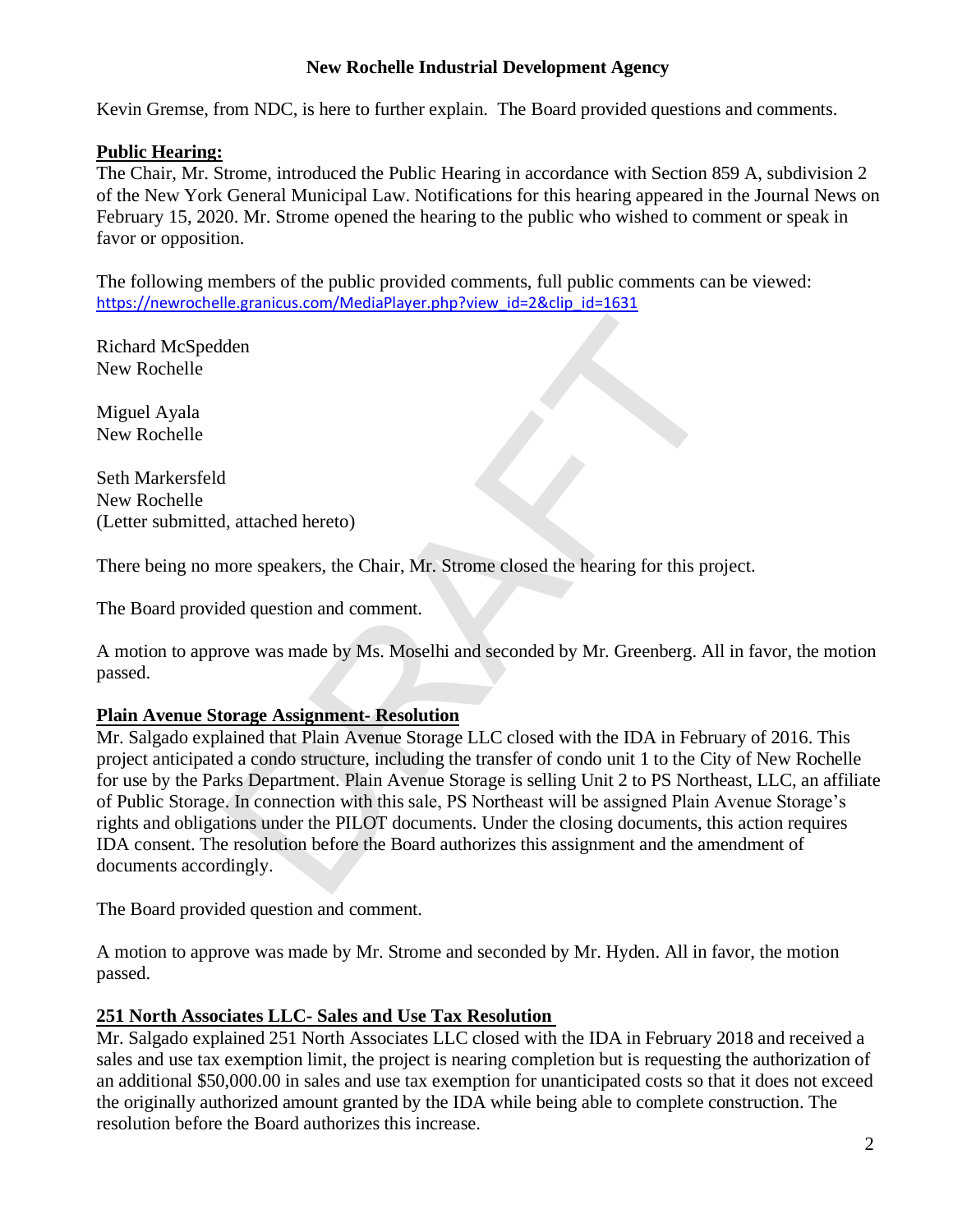Kevin Gremse, from NDC, is here to further explain. The Board provided questions and comments.

**Public Hearing:**

The Chair, Mr. Strome, introduced the Public Hearing in accordance with Section 859 A, subdivision 2 of the New York General Municipal Law. Notifications for this hearing appeared in the Journal News on February 15, 2020. Mr. Strome opened the hearing to the public who wished to comment or speak in favor or opposition.

The following members of the public provided comments, full public comments can be viewed: https://newrochelle.granicus.com/MediaPlayer.php?view_id=2&clip_id=1631

Richard McSpedden
New Rochelle

Miguel Ayala
New Rochelle

Seth Markersfeld
New Rochelle
(Letter submitted, attached hereto)

There being no more speakers, the Chair, Mr. Strome closed the hearing for this project.

The Board provided question and comment.

A motion to approve was made by Ms. Moselhi and seconded by Mr. Greenberg. All in favor, the motion passed.

**Plain Avenue Storage Assignment- Resolution**

Mr. Salgado explained that Plain Avenue Storage LLC closed with the IDA in February of 2016. This project anticipated a condo structure, including the transfer of condo unit 1 to the City of New Rochelle for use by the Parks Department. Plain Avenue Storage is selling Unit 2 to PS Northeast, LLC, an affiliate of Public Storage. In connection with this sale, PS Northeast will be assigned Plain Avenue Storage's rights and obligations under the PILOT documents. Under the closing documents, this action requires IDA consent. The resolution before the Board authorizes this assignment and the amendment of documents accordingly.

The Board provided question and comment.

A motion to approve was made by Mr. Strome and seconded by Mr. Hyden. All in favor, the motion passed.

**251 North Associates LLC- Sales and Use Tax Resolution**

Mr. Salgado explained 251 North Associates LLC closed with the IDA in February 2018 and received a sales and use tax exemption limit, the project is nearing completion but is requesting the authorization of an additional $50,000.00 in sales and use tax exemption for unanticipated costs so that it does not exceed the originally authorized amount granted by the IDA while being able to complete construction. The resolution before the Board authorizes this increase.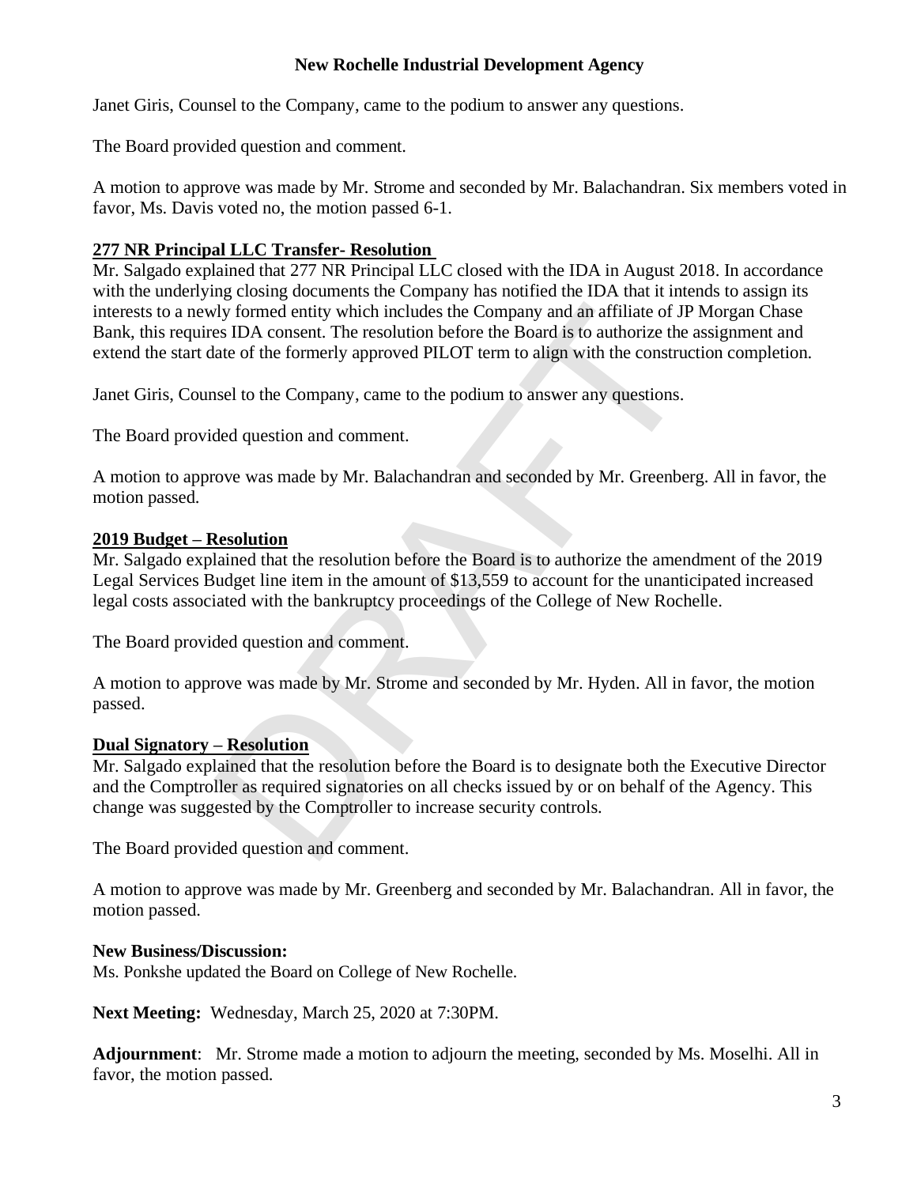Janet Giris, Counsel to the Company, came to the podium to answer any questions.

The Board provided question and comment.

A motion to approve was made by Mr. Strome and seconded by Mr. Balachandran. Six members voted in favor, Ms. Davis voted no, the motion passed 6-1.

**277 NR Principal LLC Transfer- Resolution**

Mr. Salgado explained that 277 NR Principal LLC closed with the IDA in August 2018. In accordance with the underlying closing documents the Company has notified the IDA that it intends to assign its interests to a newly formed entity which includes the Company and an affiliate of JP Morgan Chase Bank, this requires IDA consent. The resolution before the Board is to authorize the assignment and extend the start date of the formerly approved PILOT term to align with the construction completion.

Janet Giris, Counsel to the Company, came to the podium to answer any questions.

The Board provided question and comment.

A motion to approve was made by Mr. Balachandran and seconded by Mr. Greenberg. All in favor, the motion passed.

**2019 Budget – Resolution**

Mr. Salgado explained that the resolution before the Board is to authorize the amendment of the 2019 Legal Services Budget line item in the amount of $13,559 to account for the unanticipated increased legal costs associated with the bankruptcy proceedings of the College of New Rochelle.

The Board provided question and comment.

A motion to approve was made by Mr. Strome and seconded by Mr. Hyden. All in favor, the motion passed.

**Dual Signatory – Resolution**

Mr. Salgado explained that the resolution before the Board is to designate both the Executive Director and the Comptroller as required signatories on all checks issued by or on behalf of the Agency. This change was suggested by the Comptroller to increase security controls.

The Board provided question and comment.

A motion to approve was made by Mr. Greenberg and seconded by Mr. Balachandran. All in favor, the motion passed.

**New Business/Discussion:**

Ms. Ponkshe updated the Board on College of New Rochelle.

**Next Meeting:** Wednesday, March 25, 2020 at 7:30PM.

**Adjournment**: Mr. Strome made a motion to adjourn the meeting, seconded by Ms. Moselhi. All in favor, the motion passed.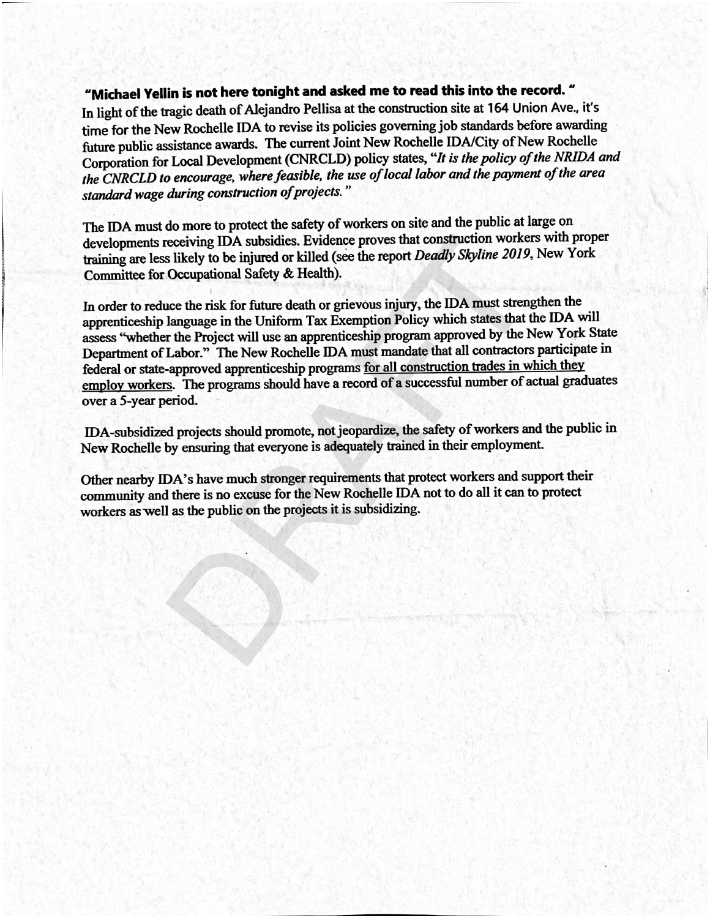**"Michael Yellin is not here tonight and asked me to read this into the record. "**

In light of the tragic death of Alejandro Pellisa at the construction site at 164 Union Ave., it's time for the New Rochelle IDA to revise its policies governing job standards before awarding future public assistance awards. The current Joint New Rochelle IDA/City of New Rochelle Corporation for Local Development (CNRCLD) policy states, "*It is the policy of the NRIDA and the CNRCLD to encourage, where feasible, the use of local labor and the payment of the area standard wage during construction of projects.*"

The IDA must do more to protect the safety of workers on site and the public at large on developments receiving IDA subsidies. Evidence proves that construction workers with proper training are less likely to be injured or killed (see the report *Deadly Skyline 2019*, New York Committee for Occupational Safety & Health).

In order to reduce the risk for future death or grievous injury, the IDA must strengthen the apprenticeship language in the Uniform Tax Exemption Policy which states that the IDA will assess "whether the Project will use an apprenticeship program approved by the New York State Department of Labor." The New Rochelle IDA must mandate that all contractors participate in federal or state-approved apprenticeship programs <u>for all construction trades in which they employ workers</u>. The programs should have a record of a successful number of actual graduates over a 5-year period.

IDA-subsidized projects should promote, not jeopardize, the safety of workers and the public in New Rochelle by ensuring that everyone is adequately trained in their employment.

Other nearby IDA's have much stronger requirements that protect workers and support their community and there is no excuse for the New Rochelle IDA not to do all it can to protect workers as well as the public on the projects it is subsidizing.